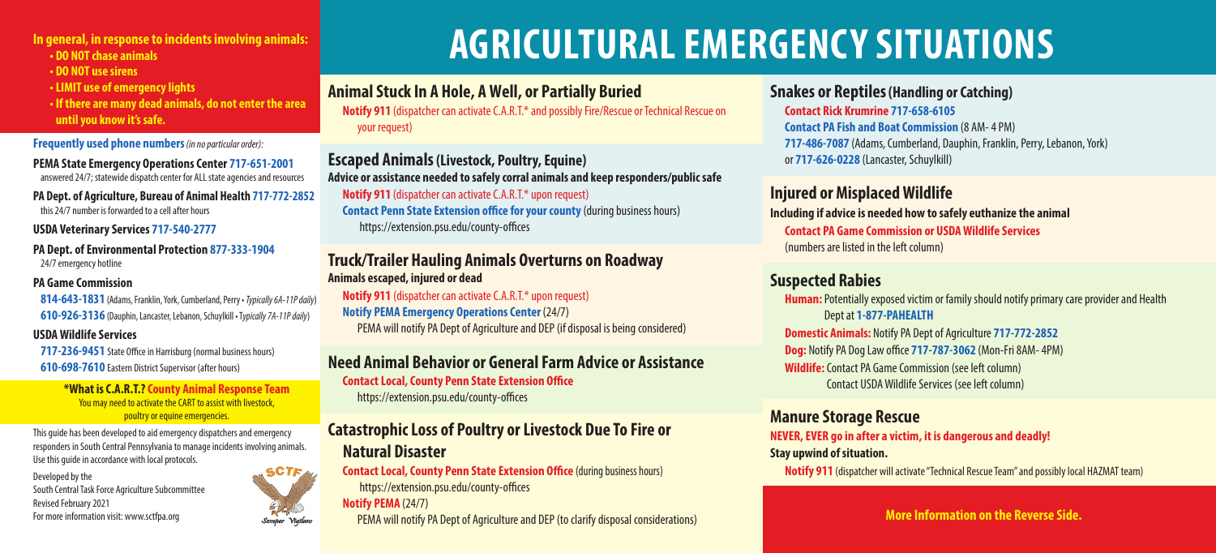# AGRICULTURAL EMERGENCY SITUATIONS

**In general, in response to incidents involving animals:**

- **DO NOT chase animals**
- **DO NOT use sirens**
- **LIMIT use of emergency lights**
- **If there are many dead animals, do not enter the area until you know it's safe.**

**Frequently used phone numbers** *(in no particular order):*

**PEMA State Emergency Operations Center 717-651-2001**
answered 24/7; statewide dispatch center for ALL state agencies and resources

**PA Dept. of Agriculture, Bureau of Animal Health 717-772-2852**
this 24/7 number is forwarded to a cell after hours

**USDA Veterinary Services 717-540-2777**

**PA Dept. of Environmental Protection 877-333-1904**
24/7 emergency hotline

**PA Game Commission**

**814-643-1831** (Adams, Franklin, York, Cumberland, Perry • *Typically 6A-11P daily*)
**610-926-3136** (Dauphin, Lancaster, Lebanon, Schuylkill • *Typically 7A-11P daily*)

**USDA Wildlife Services**

**717-236-9451** State Office in Harrisburg (normal business hours)
**610-698-7610** Eastern District Supervisor (after hours)

**\*What is C.A.R.T.? County Animal Response Team**
You may need to activate the CART to assist with livestock, poultry or equine emergencies.

This guide has been developed to aid emergency dispatchers and emergency responders in South Central Pennsylvania to manage incidents involving animals. Use this guide in accordance with local protocols.

Developed by the
South Central Task Force Agriculture Subcommittee
Revised February 2021
For more information visit: www.sctfpa.org

SCTF
*Semper Vigilans*

## Animal Stuck In A Hole, A Well, or Partially Buried

**Notify 911** (dispatcher can activate C.A.R.T.\* and possibly Fire/Rescue or Technical Rescue on your request)

## Escaped Animals (Livestock, Poultry, Equine)

**Advice or assistance needed to safely corral animals and keep responders/public safe**

**Notify 911** (dispatcher can activate C.A.R.T.\* upon request)
**Contact Penn State Extension office for your county** (during business hours)
https://extension.psu.edu/county-offices

## Truck/Trailer Hauling Animals Overturns on Roadway

**Animals escaped, injured or dead**

**Notify 911** (dispatcher can activate C.A.R.T.\* upon request)
**Notify PEMA Emergency Operations Center** (24/7)
PEMA will notify PA Dept of Agriculture and DEP (if disposal is being considered)

## Need Animal Behavior or General Farm Advice or Assistance

**Contact Local, County Penn State Extension Office**
https://extension.psu.edu/county-offices

## Catastrophic Loss of Poultry or Livestock Due To Fire or Natural Disaster

**Contact Local, County Penn State Extension Office** (during business hours)
https://extension.psu.edu/county-offices
**Notify PEMA** (24/7)
PEMA will notify PA Dept of Agriculture and DEP (to clarify disposal considerations)

## Snakes or Reptiles (Handling or Catching)

**Contact Rick Krumrine 717-658-6105**
**Contact PA Fish and Boat Commission** (8 AM- 4 PM)
**717-486-7087** (Adams, Cumberland, Dauphin, Franklin, Perry, Lebanon, York) or **717-626-0228** (Lancaster, Schuylkill)

## Injured or Misplaced Wildlife

**Including if advice is needed how to safely euthanize the animal**

**Contact PA Game Commission or USDA Wildlife Services**
(numbers are listed in the left column)

## Suspected Rabies

**Human:** Potentially exposed victim or family should notify primary care provider and Health Dept at **1-877-PAHEALTH**
**Domestic Animals:** Notify PA Dept of Agriculture **717-772-2852**
**Dog:** Notify PA Dog Law office **717-787-3062** (Mon-Fri 8AM- 4PM)
**Wildlife:** Contact PA Game Commission (see left column)
Contact USDA Wildlife Services (see left column)

## Manure Storage Rescue

**NEVER, EVER go in after a victim, it is dangerous and deadly!**
**Stay upwind of situation.**

**Notify 911** (dispatcher will activate "Technical Rescue Team" and possibly local HAZMAT team)

**More Information on the Reverse Side.**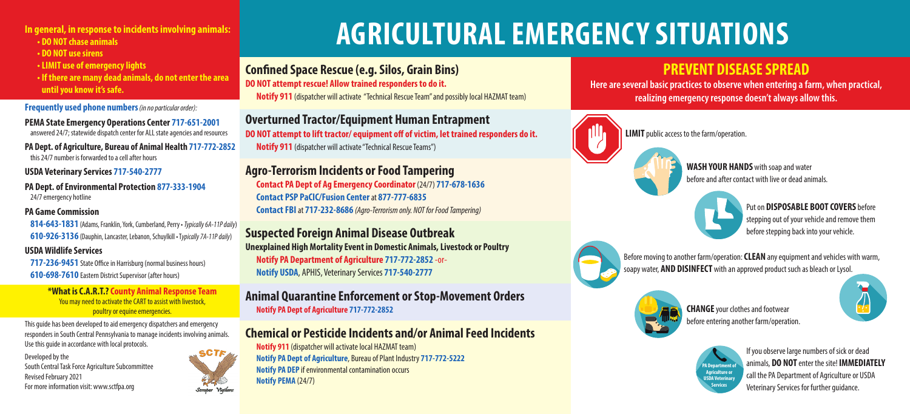# AGRICULTURAL EMERGENCY SITUATIONS

**In general, in response to incidents involving animals:**

- **DO NOT chase animals**
- **DO NOT use sirens**
- **LIMIT use of emergency lights**
- **If there are many dead animals, do not enter the area until you know it's safe.**

**Frequently used phone numbers** *(in no particular order):*

**PEMA State Emergency Operations Center 717-651-2001**
answered 24/7; statewide dispatch center for ALL state agencies and resources

**PA Dept. of Agriculture, Bureau of Animal Health 717-772-2852**
this 24/7 number is forwarded to a cell after hours

**USDA Veterinary Services 717-540-2777**

**PA Dept. of Environmental Protection 877-333-1904**
24/7 emergency hotline

**PA Game Commission**
**814-643-1831** (Adams, Franklin, York, Cumberland, Perry • *Typically 6A-11P daily*)
**610-926-3136** (Dauphin, Lancaster, Lebanon, Schuylkill • *Typically 7A-11P daily*)

**USDA Wildlife Services**
**717-236-9451** State Office in Harrisburg (normal business hours)
**610-698-7610** Eastern District Supervisor (after hours)

**\*What is C.A.R.T.? County Animal Response Team**
You may need to activate the CART to assist with livestock, poultry or equine emergencies.

This guide has been developed to aid emergency dispatchers and emergency responders in South Central Pennsylvania to manage incidents involving animals. Use this guide in accordance with local protocols.

Developed by the
South Central Task Force Agriculture Subcommittee
Revised February 2021
For more information visit: www.sctfpa.org

SCTF
*Semper Vigilans*

## Confined Space Rescue (e.g. Silos, Grain Bins)

**DO NOT attempt rescue! Allow trained responders to do it.**
**Notify 911** (dispatcher will activate "Technical Rescue Team" and possibly local HAZMAT team)

## Overturned Tractor/Equipment Human Entrapment

**DO NOT attempt to lift tractor/ equipment off of victim, let trained responders do it.**
**Notify 911** (dispatcher will activate "Technical Rescue Teams")

## Agro-Terrorism Incidents or Food Tampering

**Contact PA Dept of Ag Emergency Coordinator** (24/7) **717-678-1636**
**Contact PSP PaCIC/Fusion Center** at **877-777-6835**
**Contact FBI** at **717-232-8686** *(Agro-Terrorism only. NOT for Food Tampering)*

## Suspected Foreign Animal Disease Outbreak

**Unexplained High Mortality Event in Domestic Animals, Livestock or Poultry**
**Notify PA Department of Agriculture 717-772-2852** -or-
**Notify USDA**, APHIS, Veterinary Services **717-540-2777**

## Animal Quarantine Enforcement or Stop-Movement Orders

**Notify PA Dept of Agriculture 717-772-2852**

## Chemical or Pesticide Incidents and/or Animal Feed Incidents

**Notify 911** (dispatcher will activate local HAZMAT team)
**Notify PA Dept of Agriculture**, Bureau of Plant Industry **717-772-5222**
**Notify PA DEP** if environmental contamination occurs
**Notify PEMA** (24/7)

## PREVENT DISEASE SPREAD

**Here are several basic practices to observe when entering a farm, when practical, realizing emergency response doesn't always allow this.**

**LIMIT** public access to the farm/operation.

**WASH YOUR HANDS** with soap and water before and after contact with live or dead animals.

Put on **DISPOSABLE BOOT COVERS** before stepping out of your vehicle and remove them before stepping back into your vehicle.

Before moving to another farm/operation: **CLEAN** any equipment and vehicles with warm, soapy water, **AND DISINFECT** with an approved product such as bleach or Lysol.

**CHANGE** your clothes and footwear before entering another farm/operation.

PA Department of Agriculture or USDA Veterinary Services

If you observe large numbers of sick or dead animals, **DO NOT** enter the site! **IMMEDIATELY** call the PA Department of Agriculture or USDA Veterinary Services for further guidance.